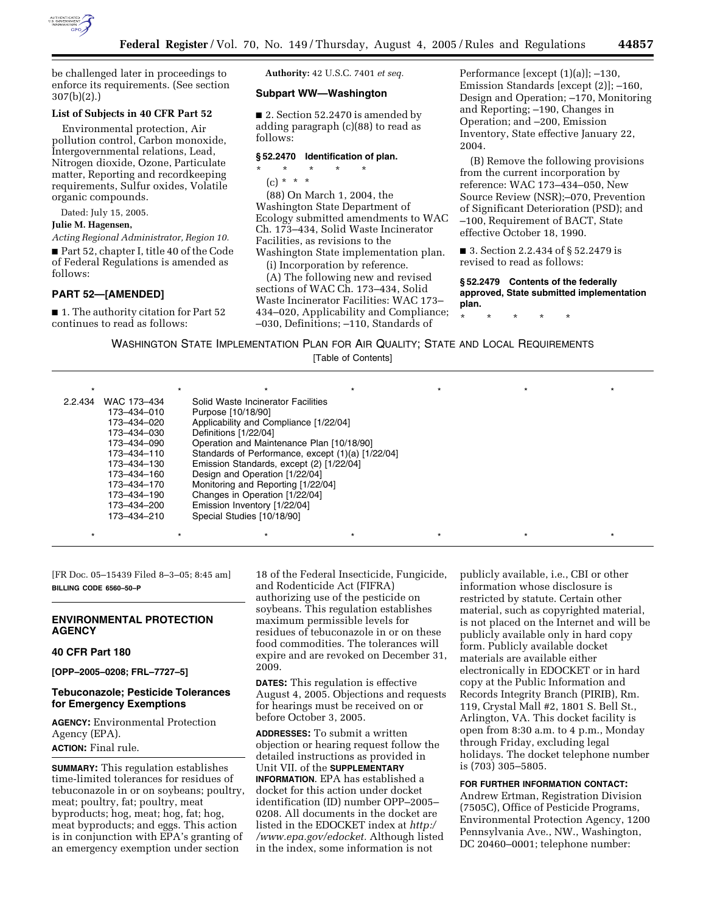be challenged later in proceedings to enforce its requirements. (See section 307(b)(2).)

**List of Subjects in 40 CFR Part 52**

Environmental protection, Air pollution control, Carbon monoxide, Intergovernmental relations, Lead, Nitrogen dioxide, Ozone, Particulate matter, Reporting and recordkeeping requirements, Sulfur oxides, Volatile organic compounds.

Dated: July 15, 2005.

**Julie M. Hagensen,**

*Acting Regional Administrator, Region 10.*

■ Part 52, chapter I, title 40 of the Code of Federal Regulations is amended as follows:

## PART 52—[AMENDED]

■ 1. The authority citation for Part 52 continues to read as follows:

**Authority:** 42 U.S.C. 7401 *et seq.*

### Subpart WW—Washington

■ 2. Section 52.2470 is amended by adding paragraph (c)(88) to read as follows:

**§ 52.2470 Identification of plan.**

\* \* \* \* \*

(c) \* \* \*

(88) On March 1, 2004, the Washington State Department of Ecology submitted amendments to WAC Ch. 173–434, Solid Waste Incinerator Facilities, as revisions to the Washington State implementation plan.

(i) Incorporation by reference.

(A) The following new and revised sections of WAC Ch. 173–434, Solid Waste Incinerator Facilities: WAC 173–434–020, Applicability and Compliance; –030, Definitions; –110, Standards of Performance [except (1)(a)]; –130, Emission Standards [except (2)]; –160, Design and Operation; –170, Monitoring and Reporting; –190, Changes in Operation; and –200, Emission Inventory, State effective January 22, 2004.

(B) Remove the following provisions from the current incorporation by reference: WAC 173–434–050, New Source Review (NSR);–070, Prevention of Significant Deterioration (PSD); and –100, Requirement of BACT, State effective October 18, 1990.

■ 3. Section 2.2.434 of § 52.2479 is revised to read as follows:

**§ 52.2479 Contents of the federally approved, State submitted implementation plan.**

\* \* \* \* \*

WASHINGTON STATE IMPLEMENTATION PLAN FOR AIR QUALITY; STATE AND LOCAL REQUIREMENTS

[Table of Contents]

| | | |
|---|---|---|
| * | * | * |
| 2.2.434 | WAC 173–434 | Solid Waste Incinerator Facilities |
| | 173–434–010 | Purpose [10/18/90] |
| | 173–434–020 | Applicability and Compliance [1/22/04] |
| | 173–434–030 | Definitions [1/22/04] |
| | 173–434–090 | Operation and Maintenance Plan [10/18/90] |
| | 173–434–110 | Standards of Performance, except (1)(a) [1/22/04] |
| | 173–434–130 | Emission Standards, except (2) [1/22/04] |
| | 173–434–160 | Design and Operation [1/22/04] |
| | 173–434–170 | Monitoring and Reporting [1/22/04] |
| | 173–434–190 | Changes in Operation [1/22/04] |
| | 173–434–200 | Emission Inventory [1/22/04] |
| | 173–434–210 | Special Studies [10/18/90] |
| * | * | * |

[FR Doc. 05–15439 Filed 8–3–05; 8:45 am]

**BILLING CODE 6560–50–P**

## ENVIRONMENTAL PROTECTION AGENCY

### 40 CFR Part 180

**[OPP–2005–0208; FRL–7727–5]**

### Tebuconazole; Pesticide Tolerances for Emergency Exemptions

**AGENCY:** Environmental Protection Agency (EPA).

**ACTION:** Final rule.

**SUMMARY:** This regulation establishes time-limited tolerances for residues of tebuconazole in or on soybeans; poultry, meat; poultry, fat; poultry, meat byproducts; hog, meat; hog, fat; hog, meat byproducts; and eggs. This action is in conjunction with EPA's granting of an emergency exemption under section 18 of the Federal Insecticide, Fungicide, and Rodenticide Act (FIFRA) authorizing use of the pesticide on soybeans. This regulation establishes maximum permissible levels for residues of tebuconazole in or on these food commodities. The tolerances will expire and are revoked on December 31, 2009.

**DATES:** This regulation is effective August 4, 2005. Objections and requests for hearings must be received on or before October 3, 2005.

**ADDRESSES:** To submit a written objection or hearing request follow the detailed instructions as provided in Unit VII. of the **SUPPLEMENTARY INFORMATION**. EPA has established a docket for this action under docket identification (ID) number OPP–2005–0208. All documents in the docket are listed in the EDOCKET index at *http://www.epa.gov/edocket.* Although listed in the index, some information is not publicly available, i.e., CBI or other information whose disclosure is restricted by statute. Certain other material, such as copyrighted material, is not placed on the Internet and will be publicly available only in hard copy form. Publicly available docket materials are available either electronically in EDOCKET or in hard copy at the Public Information and Records Integrity Branch (PIRIB), Rm. 119, Crystal Mall #2, 1801 S. Bell St., Arlington, VA. This docket facility is open from 8:30 a.m. to 4 p.m., Monday through Friday, excluding legal holidays. The docket telephone number is (703) 305–5805.

**FOR FURTHER INFORMATION CONTACT:** Andrew Ertman, Registration Division (7505C), Office of Pesticide Programs, Environmental Protection Agency, 1200 Pennsylvania Ave., NW., Washington, DC 20460–0001; telephone number: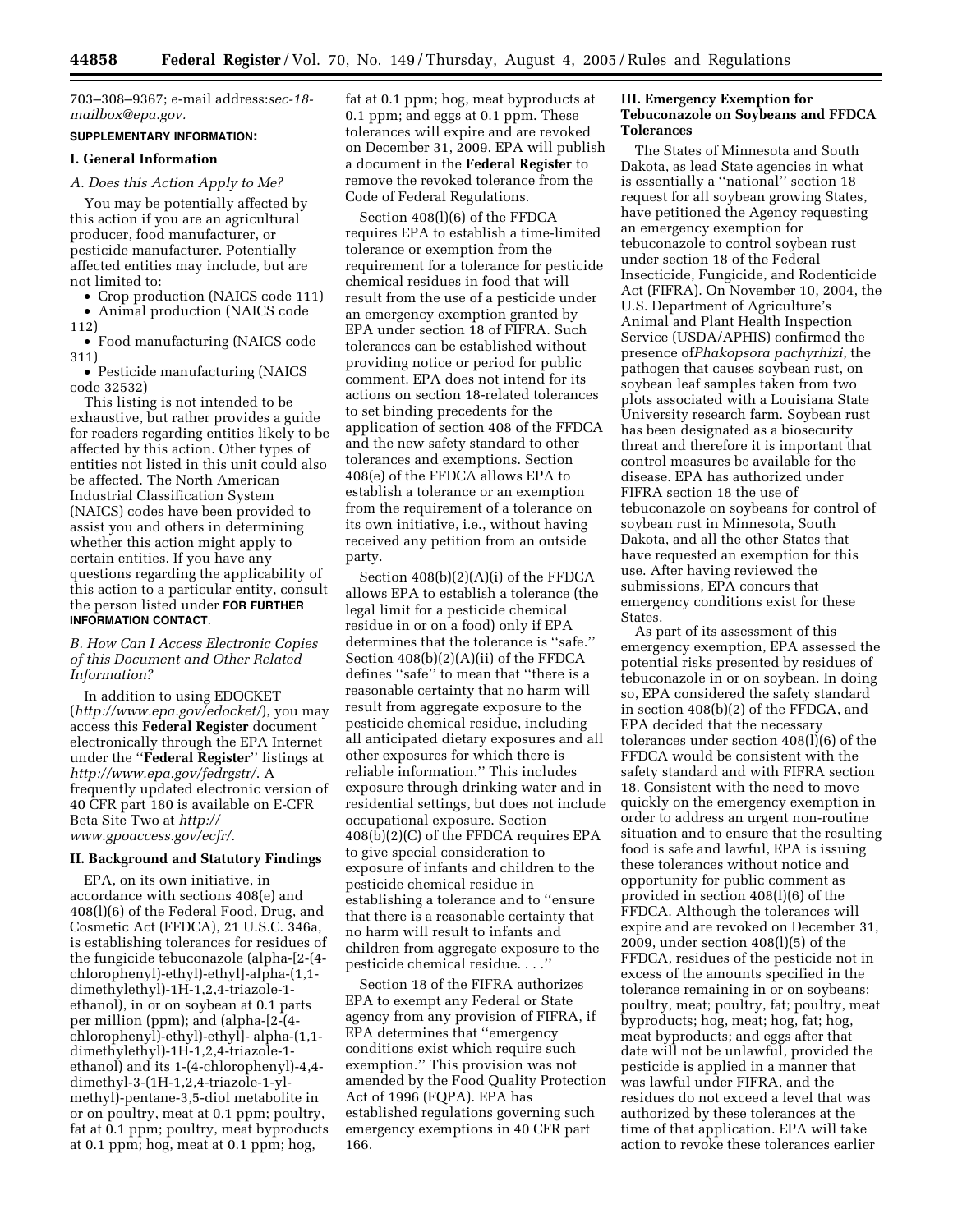703–308–9367; e-mail address:*sec-18-mailbox@epa.gov.*

**SUPPLEMENTARY INFORMATION:**

## I. General Information

### *A. Does this Action Apply to Me?*

You may be potentially affected by this action if you are an agricultural producer, food manufacturer, or pesticide manufacturer. Potentially affected entities may include, but are not limited to:

- Crop production (NAICS code 111)
- Animal production (NAICS code 112)
- Food manufacturing (NAICS code 311)
- Pesticide manufacturing (NAICS code 32532)

This listing is not intended to be exhaustive, but rather provides a guide for readers regarding entities likely to be affected by this action. Other types of entities not listed in this unit could also be affected. The North American Industrial Classification System (NAICS) codes have been provided to assist you and others in determining whether this action might apply to certain entities. If you have any questions regarding the applicability of this action to a particular entity, consult the person listed under **FOR FURTHER INFORMATION CONTACT**.

### *B. How Can I Access Electronic Copies of this Document and Other Related Information?*

In addition to using EDOCKET (*http://www.epa.gov/edocket/*), you may access this **Federal Register** document electronically through the EPA Internet under the ''**Federal Register**'' listings at *http://www.epa.gov/fedrgstr/*. A frequently updated electronic version of 40 CFR part 180 is available on E-CFR Beta Site Two at *http://www.gpoaccess.gov/ecfr/*.

## II. Background and Statutory Findings

EPA, on its own initiative, in accordance with sections 408(e) and 408(l)(6) of the Federal Food, Drug, and Cosmetic Act (FFDCA), 21 U.S.C. 346a, is establishing tolerances for residues of the fungicide tebuconazole (alpha-[2-(4-chlorophenyl)-ethyl)-ethyl]-alpha-(1,1-dimethylethyl)-1H-1,2,4-triazole-1-ethanol), in or on soybean at 0.1 parts per million (ppm); and (alpha-[2-(4-chlorophenyl)-ethyl)-ethyl]- alpha-(1,1-dimethylethyl)-1H-1,2,4-triazole-1-ethanol) and its 1-(4-chlorophenyl)-4,4-dimethyl-3-(1H-1,2,4-triazole-1-yl-methyl)-pentane-3,5-diol metabolite in or on poultry, meat at 0.1 ppm; poultry, fat at 0.1 ppm; poultry, meat byproducts at 0.1 ppm; hog, meat at 0.1 ppm; hog, fat at 0.1 ppm; hog, meat byproducts at 0.1 ppm; and eggs at 0.1 ppm. These tolerances will expire and are revoked on December 31, 2009. EPA will publish a document in the **Federal Register** to remove the revoked tolerance from the Code of Federal Regulations.

Section 408(l)(6) of the FFDCA requires EPA to establish a time-limited tolerance or exemption from the requirement for a tolerance for pesticide chemical residues in food that will result from the use of a pesticide under an emergency exemption granted by EPA under section 18 of FIFRA. Such tolerances can be established without providing notice or period for public comment. EPA does not intend for its actions on section 18-related tolerances to set binding precedents for the application of section 408 of the FFDCA and the new safety standard to other tolerances and exemptions. Section 408(e) of the FFDCA allows EPA to establish a tolerance or an exemption from the requirement of a tolerance on its own initiative, i.e., without having received any petition from an outside party.

Section 408(b)(2)(A)(i) of the FFDCA allows EPA to establish a tolerance (the legal limit for a pesticide chemical residue in or on a food) only if EPA determines that the tolerance is ''safe.'' Section 408(b)(2)(A)(ii) of the FFDCA defines ''safe'' to mean that ''there is a reasonable certainty that no harm will result from aggregate exposure to the pesticide chemical residue, including all anticipated dietary exposures and all other exposures for which there is reliable information.'' This includes exposure through drinking water and in residential settings, but does not include occupational exposure. Section 408(b)(2)(C) of the FFDCA requires EPA to give special consideration to exposure of infants and children to the pesticide chemical residue in establishing a tolerance and to ''ensure that there is a reasonable certainty that no harm will result to infants and children from aggregate exposure to the pesticide chemical residue. . . .''

Section 18 of the FIFRA authorizes EPA to exempt any Federal or State agency from any provision of FIFRA, if EPA determines that ''emergency conditions exist which require such exemption.'' This provision was not amended by the Food Quality Protection Act of 1996 (FQPA). EPA has established regulations governing such emergency exemptions in 40 CFR part 166.

## III. Emergency Exemption for Tebuconazole on Soybeans and FFDCA Tolerances

The States of Minnesota and South Dakota, as lead State agencies in what is essentially a ''national'' section 18 request for all soybean growing States, have petitioned the Agency requesting an emergency exemption for tebuconazole to control soybean rust under section 18 of the Federal Insecticide, Fungicide, and Rodenticide Act (FIFRA). On November 10, 2004, the U.S. Department of Agriculture's Animal and Plant Health Inspection Service (USDA/APHIS) confirmed the presence of *Phakopsora pachyrhizi*, the pathogen that causes soybean rust, on soybean leaf samples taken from two plots associated with a Louisiana State University research farm. Soybean rust has been designated as a biosecurity threat and therefore it is important that control measures be available for the disease. EPA has authorized under FIFRA section 18 the use of tebuconazole on soybeans for control of soybean rust in Minnesota, South Dakota, and all the other States that have requested an exemption for this use. After having reviewed the submissions, EPA concurs that emergency conditions exist for these States.

As part of its assessment of this emergency exemption, EPA assessed the potential risks presented by residues of tebuconazole in or on soybean. In doing so, EPA considered the safety standard in section 408(b)(2) of the FFDCA, and EPA decided that the necessary tolerances under section 408(l)(6) of the FFDCA would be consistent with the safety standard and with FIFRA section 18. Consistent with the need to move quickly on the emergency exemption in order to address an urgent non-routine situation and to ensure that the resulting food is safe and lawful, EPA is issuing these tolerances without notice and opportunity for public comment as provided in section 408(l)(6) of the FFDCA. Although the tolerances will expire and are revoked on December 31, 2009, under section 408(l)(5) of the FFDCA, residues of the pesticide not in excess of the amounts specified in the tolerance remaining in or on soybeans; poultry, meat; poultry, fat; poultry, meat byproducts; hog, meat; hog, fat; hog, meat byproducts; and eggs after that date will not be unlawful, provided the pesticide is applied in a manner that was lawful under FIFRA, and the residues do not exceed a level that was authorized by these tolerances at the time of that application. EPA will take action to revoke these tolerances earlier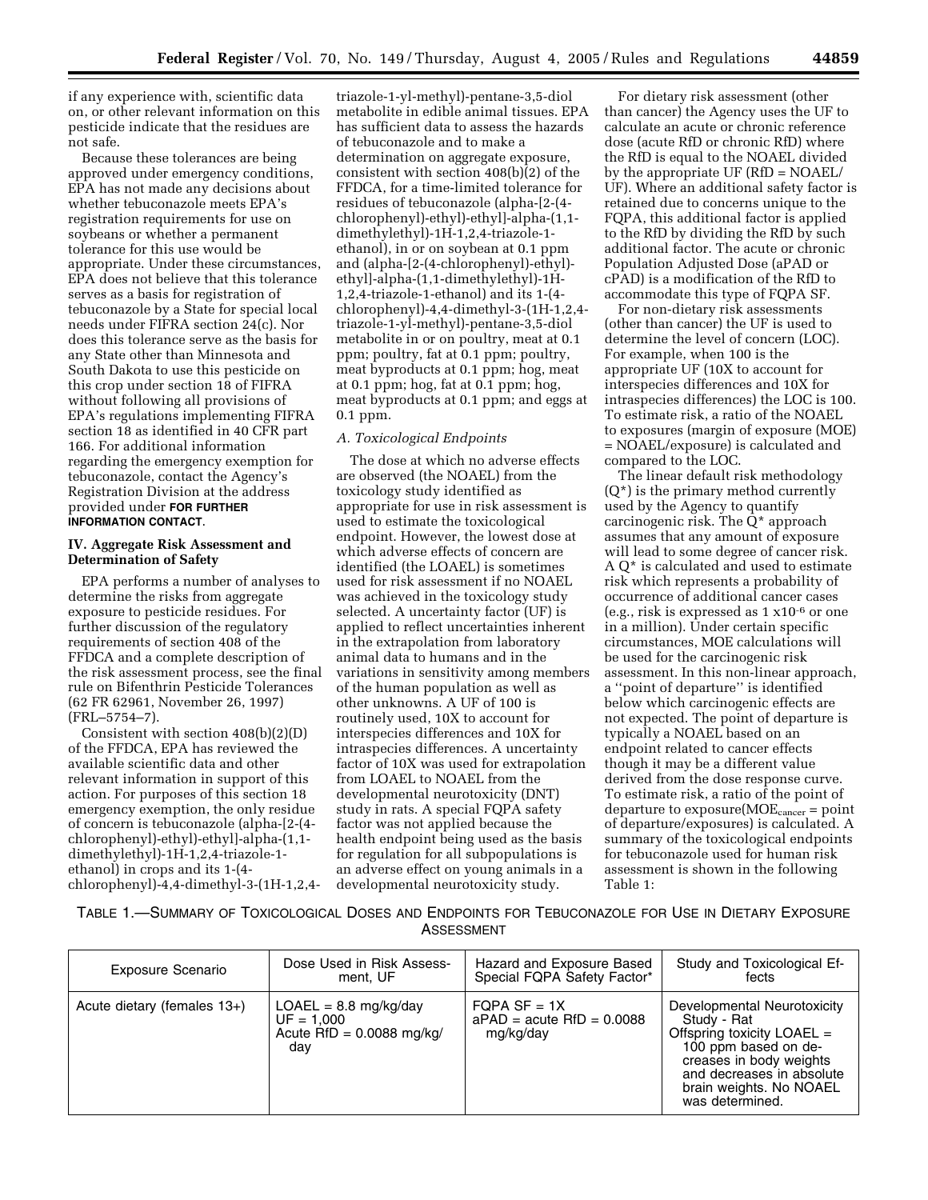if any experience with, scientific data on, or other relevant information on this pesticide indicate that the residues are not safe.

Because these tolerances are being approved under emergency conditions, EPA has not made any decisions about whether tebuconazole meets EPA's registration requirements for use on soybeans or whether a permanent tolerance for this use would be appropriate. Under these circumstances, EPA does not believe that this tolerance serves as a basis for registration of tebuconazole by a State for special local needs under FIFRA section 24(c). Nor does this tolerance serve as the basis for any State other than Minnesota and South Dakota to use this pesticide on this crop under section 18 of FIFRA without following all provisions of EPA's regulations implementing FIFRA section 18 as identified in 40 CFR part 166. For additional information regarding the emergency exemption for tebuconazole, contact the Agency's Registration Division at the address provided under **FOR FURTHER INFORMATION CONTACT**.

## IV. Aggregate Risk Assessment and Determination of Safety

EPA performs a number of analyses to determine the risks from aggregate exposure to pesticide residues. For further discussion of the regulatory requirements of section 408 of the FFDCA and a complete description of the risk assessment process, see the final rule on Bifenthrin Pesticide Tolerances (62 FR 62961, November 26, 1997) (FRL–5754–7).

Consistent with section 408(b)(2)(D) of the FFDCA, EPA has reviewed the available scientific data and other relevant information in support of this action. For purposes of this section 18 emergency exemption, the only residue of concern is tebuconazole (alpha-[2-(4-chlorophenyl)-ethyl)-ethyl]-alpha-(1,1-dimethylethyl)-1H-1,2,4-triazole-1-ethanol) in crops and its 1-(4-chlorophenyl)-4,4-dimethyl-3-(1H-1,2,4-triazole-1-yl-methyl)-pentane-3,5-diol metabolite in edible animal tissues. EPA has sufficient data to assess the hazards of tebuconazole and to make a determination on aggregate exposure, consistent with section 408(b)(2) of the FFDCA, for a time-limited tolerance for residues of tebuconazole (alpha-[2-(4-chlorophenyl)-ethyl)-ethyl]-alpha-(1,1-dimethylethyl)-1H-1,2,4-triazole-1-ethanol), in or on soybean at 0.1 ppm and (alpha-[2-(4-chlorophenyl)-ethyl)-ethyl]-alpha-(1,1-dimethylethyl)-1H-1,2,4-triazole-1-ethanol) and its 1-(4-chlorophenyl)-4,4-dimethyl-3-(1H-1,2,4-triazole-1-yl-methyl)-pentane-3,5-diol metabolite in or on poultry, meat at 0.1 ppm; poultry, fat at 0.1 ppm; poultry, meat byproducts at 0.1 ppm; hog, meat at 0.1 ppm; hog, fat at 0.1 ppm; hog, meat byproducts at 0.1 ppm; and eggs at 0.1 ppm.

### *A. Toxicological Endpoints*

The dose at which no adverse effects are observed (the NOAEL) from the toxicology study identified as appropriate for use in risk assessment is used to estimate the toxicological endpoint. However, the lowest dose at which adverse effects of concern are identified (the LOAEL) is sometimes used for risk assessment if no NOAEL was achieved in the toxicology study selected. A uncertainty factor (UF) is applied to reflect uncertainties inherent in the extrapolation from laboratory animal data to humans and in the variations in sensitivity among members of the human population as well as other unknowns. A UF of 100 is routinely used, 10X to account for interspecies differences and 10X for intraspecies differences. A uncertainty factor of 10X was used for extrapolation from LOAEL to NOAEL from the developmental neurotoxicity (DNT) study in rats. A special FQPA safety factor was not applied because the health endpoint being used as the basis for regulation for all subpopulations is an adverse effect on young animals in a developmental neurotoxicity study.

For dietary risk assessment (other than cancer) the Agency uses the UF to calculate an acute or chronic reference dose (acute RfD or chronic RfD) where the RfD is equal to the NOAEL divided by the appropriate UF (RfD = NOAEL/UF). Where an additional safety factor is retained due to concerns unique to the FQPA, this additional factor is applied to the RfD by dividing the RfD by such additional factor. The acute or chronic Population Adjusted Dose (aPAD or cPAD) is a modification of the RfD to accommodate this type of FQPA SF.

For non-dietary risk assessments (other than cancer) the UF is used to determine the level of concern (LOC). For example, when 100 is the appropriate UF (10X to account for interspecies differences and 10X for intraspecies differences) the LOC is 100. To estimate risk, a ratio of the NOAEL to exposures (margin of exposure (MOE) = NOAEL/exposure) is calculated and compared to the LOC.

The linear default risk methodology (Q*) is the primary method currently used by the Agency to quantify carcinogenic risk. The Q* approach assumes that any amount of exposure will lead to some degree of cancer risk. A Q* is calculated and used to estimate risk which represents a probability of occurrence of additional cancer cases (e.g., risk is expressed as $1 \times 10^{-6}$ or one in a million). Under certain specific circumstances, MOE calculations will be used for the carcinogenic risk assessment. In this non-linear approach, a ''point of departure'' is identified below which carcinogenic effects are not expected. The point of departure is typically a NOAEL based on an endpoint related to cancer effects though it may be a different value derived from the dose response curve. To estimate risk, a ratio of the point of departure to exposure($MOE_{cancer}$ = point of departure/exposures) is calculated. A summary of the toxicological endpoints for tebuconazole used for human risk assessment is shown in the following Table 1:

TABLE 1.—SUMMARY OF TOXICOLOGICAL DOSES AND ENDPOINTS FOR TEBUCONAZOLE FOR USE IN DIETARY EXPOSURE ASSESSMENT

| Exposure Scenario | Dose Used in Risk Assessment, UF | Hazard and Exposure Based Special FQPA Safety Factor* | Study and Toxicological Effects |
| --- | --- | --- | --- |
| Acute dietary (females 13+) | LOAEL = 8.8 mg/kg/day<br>UF = 1,000<br>Acute RfD = 0.0088 mg/kg/day | FQPA SF = 1X<br>aPAD = acute RfD = 0.0088 mg/kg/day | Developmental Neurotoxicity Study - Rat<br>Offspring toxicity LOAEL = 100 ppm based on decreases in body weights and decreases in absolute brain weights. No NOAEL was determined. |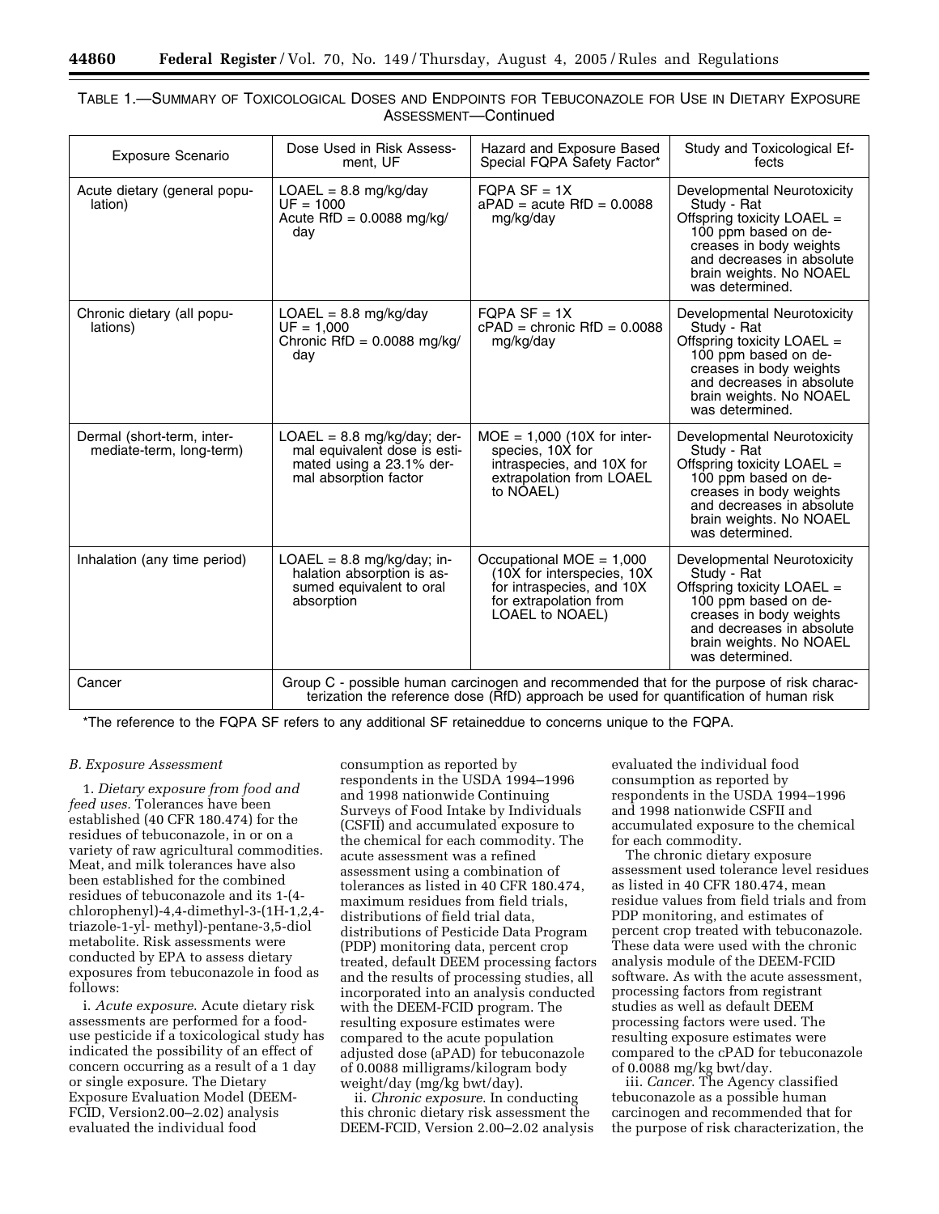TABLE 1.—SUMMARY OF TOXICOLOGICAL DOSES AND ENDPOINTS FOR TEBUCONAZOLE FOR USE IN DIETARY EXPOSURE ASSESSMENT—Continued

| Exposure Scenario | Dose Used in Risk Assessment, UF | Hazard and Exposure Based Special FQPA Safety Factor* | Study and Toxicological Effects |
| --- | --- | --- | --- |
| Acute dietary (general population) | LOAEL = 8.8 mg/kg/day<br>UF = 1000<br>Acute RfD = 0.0088 mg/kg/day | FQPA SF = 1X<br>aPAD = acute RfD = 0.0088 mg/kg/day | Developmental Neurotoxicity Study - Rat<br>Offspring toxicity LOAEL = 100 ppm based on decreases in body weights and decreases in absolute brain weights. No NOAEL was determined. |
| Chronic dietary (all populations) | LOAEL = 8.8 mg/kg/day<br>UF = 1,000<br>Chronic RfD = 0.0088 mg/kg/day | FQPA SF = 1X<br>cPAD = chronic RfD = 0.0088 mg/kg/day | Developmental Neurotoxicity Study - Rat<br>Offspring toxicity LOAEL = 100 ppm based on decreases in body weights and decreases in absolute brain weights. No NOAEL was determined. |
| Dermal (short-term, intermediate-term, long-term) | LOAEL = 8.8 mg/kg/day; dermal equivalent dose is estimated using a 23.1% dermal absorption factor | MOE = 1,000 (10X for interspecies, 10X for intraspecies, and 10X for extrapolation from LOAEL to NOAEL) | Developmental Neurotoxicity Study - Rat<br>Offspring toxicity LOAEL = 100 ppm based on decreases in body weights and decreases in absolute brain weights. No NOAEL was determined. |
| Inhalation (any time period) | LOAEL = 8.8 mg/kg/day; inhalation absorption is assumed equivalent to oral absorption | Occupational MOE = 1,000 (10X for interspecies, 10X for intraspecies, and 10X for extrapolation from LOAEL to NOAEL) | Developmental Neurotoxicity Study - Rat<br>Offspring toxicity LOAEL = 100 ppm based on decreases in body weights and decreases in absolute brain weights. No NOAEL was determined. |
| Cancer | Group C - possible human carcinogen and recommended that for the purpose of risk characterization the reference dose (RfD) approach be used for quantification of human risk | | |

*The reference to the FQPA SF refers to any additional SF retaineddue to concerns unique to the FQPA.

*B. Exposure Assessment*

1. *Dietary exposure from food and feed uses.* Tolerances have been established (40 CFR 180.474) for the residues of tebuconazole, in or on a variety of raw agricultural commodities. Meat, and milk tolerances have also been established for the combined residues of tebuconazole and its 1-(4-chlorophenyl)-4,4-dimethyl-3-(1H-1,2,4-triazole-1-yl- methyl)-pentane-3,5-diol metabolite. Risk assessments were conducted by EPA to assess dietary exposures from tebuconazole in food as follows:

i. *Acute exposure*. Acute dietary risk assessments are performed for a food-use pesticide if a toxicological study has indicated the possibility of an effect of concern occurring as a result of a 1 day or single exposure. The Dietary Exposure Evaluation Model (DEEM-FCID, Version2.00–2.02) analysis evaluated the individual food consumption as reported by respondents in the USDA 1994–1996 and 1998 nationwide Continuing Surveys of Food Intake by Individuals (CSFII) and accumulated exposure to the chemical for each commodity. The acute assessment was a refined assessment using a combination of tolerances as listed in 40 CFR 180.474, maximum residues from field trials, distributions of field trial data, distributions of Pesticide Data Program (PDP) monitoring data, percent crop treated, default DEEM processing factors and the results of processing studies, all incorporated into an analysis conducted with the DEEM-FCID program. The resulting exposure estimates were compared to the acute population adjusted dose (aPAD) for tebuconazole of 0.0088 milligrams/kilogram body weight/day (mg/kg bwt/day).

ii. *Chronic exposure*. In conducting this chronic dietary risk assessment the DEEM-FCID, Version 2.00–2.02 analysis evaluated the individual food consumption as reported by respondents in the USDA 1994–1996 and 1998 nationwide CSFII and accumulated exposure to the chemical for each commodity.

The chronic dietary exposure assessment used tolerance level residues as listed in 40 CFR 180.474, mean residue values from field trials and from PDP monitoring, and estimates of percent crop treated with tebuconazole. These data were used with the chronic analysis module of the DEEM-FCID software. As with the acute assessment, processing factors from registrant studies as well as default DEEM processing factors were used. The resulting exposure estimates were compared to the cPAD for tebuconazole of 0.0088 mg/kg bwt/day.

iii. *Cancer*. The Agency classified tebuconazole as a possible human carcinogen and recommended that for the purpose of risk characterization, the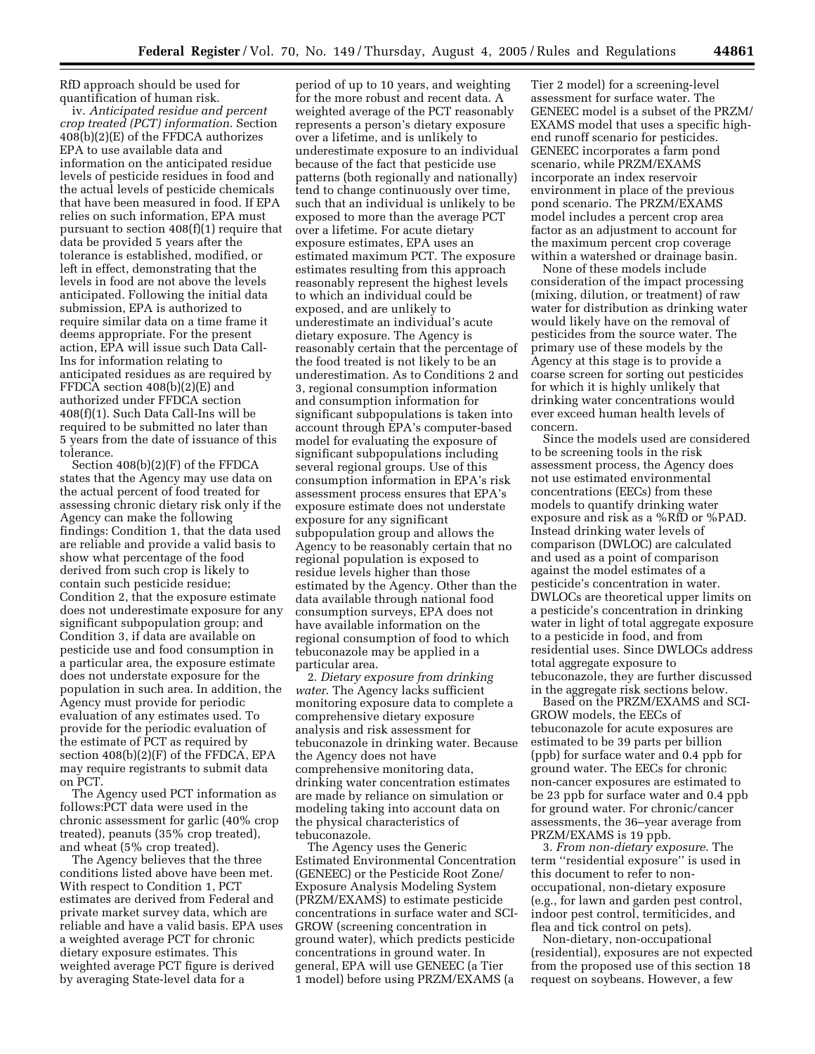RfD approach should be used for quantification of human risk.

iv. *Anticipated residue and percent crop treated (PCT) information*. Section 408(b)(2)(E) of the FFDCA authorizes EPA to use available data and information on the anticipated residue levels of pesticide residues in food and the actual levels of pesticide chemicals that have been measured in food. If EPA relies on such information, EPA must pursuant to section 408(f)(1) require that data be provided 5 years after the tolerance is established, modified, or left in effect, demonstrating that the levels in food are not above the levels anticipated. Following the initial data submission, EPA is authorized to require similar data on a time frame it deems appropriate. For the present action, EPA will issue such Data Call-Ins for information relating to anticipated residues as are required by FFDCA section 408(b)(2)(E) and authorized under FFDCA section 408(f)(1). Such Data Call-Ins will be required to be submitted no later than 5 years from the date of issuance of this tolerance.

Section 408(b)(2)(F) of the FFDCA states that the Agency may use data on the actual percent of food treated for assessing chronic dietary risk only if the Agency can make the following findings: Condition 1, that the data used are reliable and provide a valid basis to show what percentage of the food derived from such crop is likely to contain such pesticide residue; Condition 2, that the exposure estimate does not underestimate exposure for any significant subpopulation group; and Condition 3, if data are available on pesticide use and food consumption in a particular area, the exposure estimate does not understate exposure for the population in such area. In addition, the Agency must provide for periodic evaluation of any estimates used. To provide for the periodic evaluation of the estimate of PCT as required by section 408(b)(2)(F) of the FFDCA, EPA may require registrants to submit data on PCT.

The Agency used PCT information as follows:PCT data were used in the chronic assessment for garlic (40% crop treated), peanuts (35% crop treated), and wheat (5% crop treated).

The Agency believes that the three conditions listed above have been met. With respect to Condition 1, PCT estimates are derived from Federal and private market survey data, which are reliable and have a valid basis. EPA uses a weighted average PCT for chronic dietary exposure estimates. This weighted average PCT figure is derived by averaging State-level data for a period of up to 10 years, and weighting for the more robust and recent data. A weighted average of the PCT reasonably represents a person's dietary exposure over a lifetime, and is unlikely to underestimate exposure to an individual because of the fact that pesticide use patterns (both regionally and nationally) tend to change continuously over time, such that an individual is unlikely to be exposed to more than the average PCT over a lifetime. For acute dietary exposure estimates, EPA uses an estimated maximum PCT. The exposure estimates resulting from this approach reasonably represent the highest levels to which an individual could be exposed, and are unlikely to underestimate an individual's acute dietary exposure. The Agency is reasonably certain that the percentage of the food treated is not likely to be an underestimation. As to Conditions 2 and 3, regional consumption information and consumption information for significant subpopulations is taken into account through EPA's computer-based model for evaluating the exposure of significant subpopulations including several regional groups. Use of this consumption information in EPA's risk assessment process ensures that EPA's exposure estimate does not understate exposure for any significant subpopulation group and allows the Agency to be reasonably certain that no regional population is exposed to residue levels higher than those estimated by the Agency. Other than the data available through national food consumption surveys, EPA does not have available information on the regional consumption of food to which tebuconazole may be applied in a particular area.

2. *Dietary exposure from drinking water*. The Agency lacks sufficient monitoring exposure data to complete a comprehensive dietary exposure analysis and risk assessment for tebuconazole in drinking water. Because the Agency does not have comprehensive monitoring data, drinking water concentration estimates are made by reliance on simulation or modeling taking into account data on the physical characteristics of tebuconazole.

The Agency uses the Generic Estimated Environmental Concentration (GENEEC) or the Pesticide Root Zone/Exposure Analysis Modeling System (PRZM/EXAMS) to estimate pesticide concentrations in surface water and SCI-GROW (screening concentration in ground water), which predicts pesticide concentrations in ground water. In general, EPA will use GENEEC (a Tier 1 model) before using PRZM/EXAMS (a Tier 2 model) for a screening-level assessment for surface water. The GENEEC model is a subset of the PRZM/EXAMS model that uses a specific high-end runoff scenario for pesticides. GENEEC incorporates a farm pond scenario, while PRZM/EXAMS incorporate an index reservoir environment in place of the previous pond scenario. The PRZM/EXAMS model includes a percent crop area factor as an adjustment to account for the maximum percent crop coverage within a watershed or drainage basin.

None of these models include consideration of the impact processing (mixing, dilution, or treatment) of raw water for distribution as drinking water would likely have on the removal of pesticides from the source water. The primary use of these models by the Agency at this stage is to provide a coarse screen for sorting out pesticides for which it is highly unlikely that drinking water concentrations would ever exceed human health levels of concern.

Since the models used are considered to be screening tools in the risk assessment process, the Agency does not use estimated environmental concentrations (EECs) from these models to quantify drinking water exposure and risk as a %RfD or %PAD. Instead drinking water levels of comparison (DWLOC) are calculated and used as a point of comparison against the model estimates of a pesticide's concentration in water. DWLOCs are theoretical upper limits on a pesticide's concentration in drinking water in light of total aggregate exposure to a pesticide in food, and from residential uses. Since DWLOCs address total aggregate exposure to tebuconazole, they are further discussed in the aggregate risk sections below.

Based on the PRZM/EXAMS and SCI-GROW models, the EECs of tebuconazole for acute exposures are estimated to be 39 parts per billion (ppb) for surface water and 0.4 ppb for ground water. The EECs for chronic non-cancer exposures are estimated to be 23 ppb for surface water and 0.4 ppb for ground water. For chronic/cancer assessments, the 36–year average from PRZM/EXAMS is 19 ppb.

3. *From non-dietary exposure*. The term ''residential exposure'' is used in this document to refer to non-occupational, non-dietary exposure (e.g., for lawn and garden pest control, indoor pest control, termiticides, and flea and tick control on pets).

Non-dietary, non-occupational (residential), exposures are not expected from the proposed use of this section 18 request on soybeans. However, a few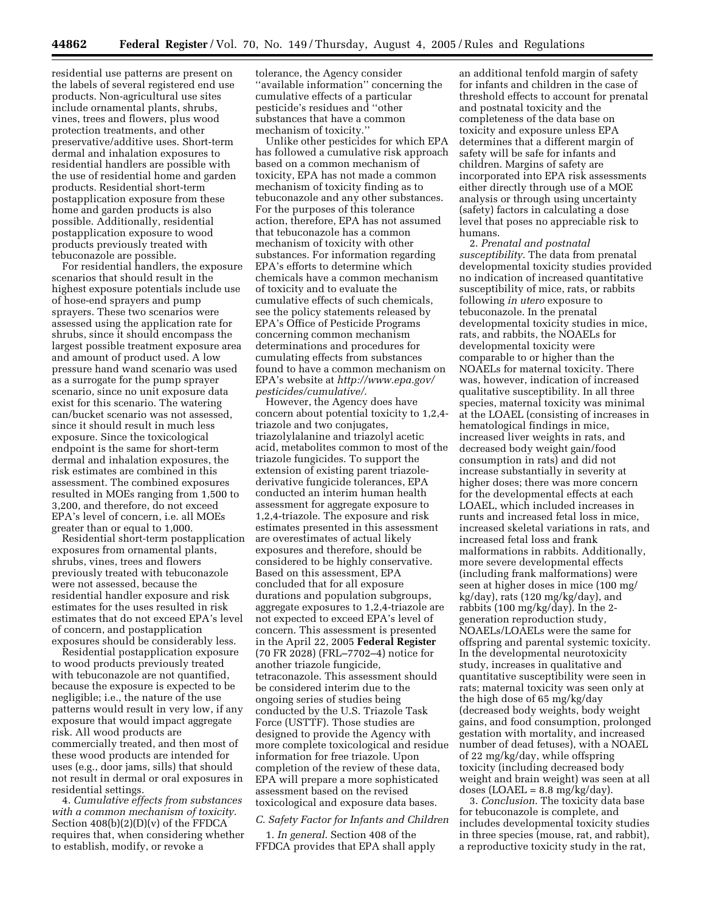residential use patterns are present on the labels of several registered end use products. Non-agricultural use sites include ornamental plants, shrubs, vines, trees and flowers, plus wood protection treatments, and other preservative/additive uses. Short-term dermal and inhalation exposures to residential handlers are possible with the use of residential home and garden products. Residential short-term postapplication exposure from these home and garden products is also possible. Additionally, residential postapplication exposure to wood products previously treated with tebuconazole are possible.

For residential handlers, the exposure scenarios that should result in the highest exposure potentials include use of hose-end sprayers and pump sprayers. These two scenarios were assessed using the application rate for shrubs, since it should encompass the largest possible treatment exposure area and amount of product used. A low pressure hand wand scenario was used as a surrogate for the pump sprayer scenario, since no unit exposure data exist for this scenario. The watering can/bucket scenario was not assessed, since it should result in much less exposure. Since the toxicological endpoint is the same for short-term dermal and inhalation exposures, the risk estimates are combined in this assessment. The combined exposures resulted in MOEs ranging from 1,500 to 3,200, and therefore, do not exceed EPA's level of concern, i.e. all MOEs greater than or equal to 1,000.

Residential short-term postapplication exposures from ornamental plants, shrubs, vines, trees and flowers previously treated with tebuconazole were not assessed, because the residential handler exposure and risk estimates for the uses resulted in risk estimates that do not exceed EPA's level of concern, and postapplication exposures should be considerably less.

Residential postapplication exposure to wood products previously treated with tebuconazole are not quantified, because the exposure is expected to be negligible; i.e., the nature of the use patterns would result in very low, if any exposure that would impact aggregate risk. All wood products are commercially treated, and then most of these wood products are intended for uses (e.g., door jams, sills) that should not result in dermal or oral exposures in residential settings.

4. *Cumulative effects from substances with a common mechanism of toxicity*. Section 408(b)(2)(D)(v) of the FFDCA requires that, when considering whether to establish, modify, or revoke a tolerance, the Agency consider "available information" concerning the cumulative effects of a particular pesticide's residues and "other substances that have a common mechanism of toxicity."

Unlike other pesticides for which EPA has followed a cumulative risk approach based on a common mechanism of toxicity, EPA has not made a common mechanism of toxicity finding as to tebuconazole and any other substances. For the purposes of this tolerance action, therefore, EPA has not assumed that tebuconazole has a common mechanism of toxicity with other substances. For information regarding EPA's efforts to determine which chemicals have a common mechanism of toxicity and to evaluate the cumulative effects of such chemicals, see the policy statements released by EPA's Office of Pesticide Programs concerning common mechanism determinations and procedures for cumulating effects from substances found to have a common mechanism on EPA's website at *http://www.epa.gov/pesticides/cumulative/*.

However, the Agency does have concern about potential toxicity to 1,2,4-triazole and two conjugates, triazolylalanine and triazolyl acetic acid, metabolites common to most of the triazole fungicides. To support the extension of existing parent triazole-derivative fungicide tolerances, EPA conducted an interim human health assessment for aggregate exposure to 1,2,4-triazole. The exposure and risk estimates presented in this assessment are overestimates of actual likely exposures and therefore, should be considered to be highly conservative. Based on this assessment, EPA concluded that for all exposure durations and population subgroups, aggregate exposures to 1,2,4-triazole are not expected to exceed EPA's level of concern. This assessment is presented in the April 22, 2005 **Federal Register** (70 FR 2028) (FRL–7702–4) notice for another triazole fungicide, tetraconazole. This assessment should be considered interim due to the ongoing series of studies being conducted by the U.S. Triazole Task Force (USTTF). Those studies are designed to provide the Agency with more complete toxicological and residue information for free triazole. Upon completion of the review of these data, EPA will prepare a more sophisticated assessment based on the revised toxicological and exposure data bases.

### *C. Safety Factor for Infants and Children*

1. *In general*. Section 408 of the FFDCA provides that EPA shall apply an additional tenfold margin of safety for infants and children in the case of threshold effects to account for prenatal and postnatal toxicity and the completeness of the data base on toxicity and exposure unless EPA determines that a different margin of safety will be safe for infants and children. Margins of safety are incorporated into EPA risk assessments either directly through use of a MOE analysis or through using uncertainty (safety) factors in calculating a dose level that poses no appreciable risk to humans.

2. *Prenatal and postnatal susceptibility*. The data from prenatal developmental toxicity studies provided no indication of increased quantitative susceptibility of mice, rats, or rabbits following *in utero* exposure to tebuconazole. In the prenatal developmental toxicity studies in mice, rats, and rabbits, the NOAELs for developmental toxicity were comparable to or higher than the NOAELs for maternal toxicity. There was, however, indication of increased qualitative susceptibility. In all three species, maternal toxicity was minimal at the LOAEL (consisting of increases in hematological findings in mice, increased liver weights in rats, and decreased body weight gain/food consumption in rats) and did not increase substantially in severity at higher doses; there was more concern for the developmental effects at each LOAEL, which included increases in runts and increased fetal loss in mice, increased skeletal variations in rats, and increased fetal loss and frank malformations in rabbits. Additionally, more severe developmental effects (including frank malformations) were seen at higher doses in mice (100 mg/kg/day), rats (120 mg/kg/day), and rabbits (100 mg/kg/day). In the 2-generation reproduction study, NOAELs/LOAELs were the same for offspring and parental systemic toxicity. In the developmental neurotoxicity study, increases in qualitative and quantitative susceptibility were seen in rats; maternal toxicity was seen only at the high dose of 65 mg/kg/day (decreased body weights, body weight gains, and food consumption, prolonged gestation with mortality, and increased number of dead fetuses), with a NOAEL of 22 mg/kg/day, while offspring toxicity (including decreased body weight and brain weight) was seen at all doses (LOAEL = 8.8 mg/kg/day).

3. *Conclusion*. The toxicity data base for tebuconazole is complete, and includes developmental toxicity studies in three species (mouse, rat, and rabbit), a reproductive toxicity study in the rat,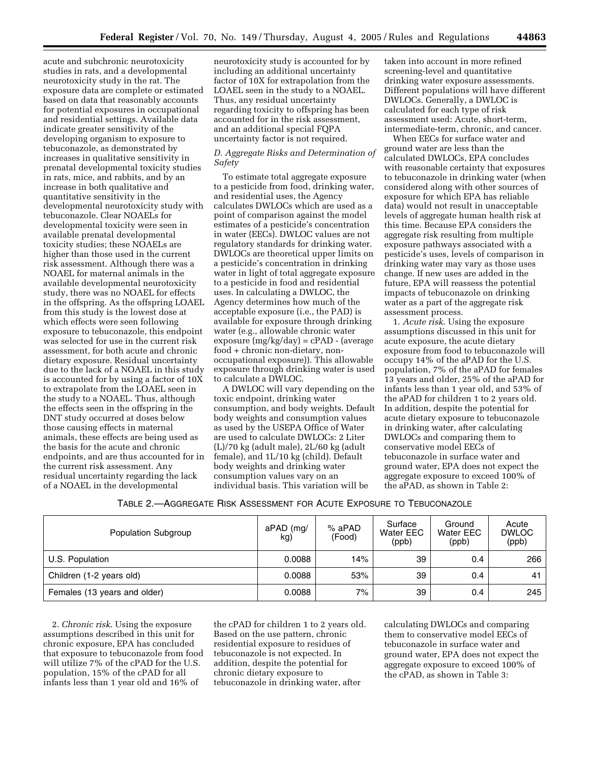acute and subchronic neurotoxicity studies in rats, and a developmental neurotoxicity study in the rat. The exposure data are complete or estimated based on data that reasonably accounts for potential exposures in occupational and residential settings. Available data indicate greater sensitivity of the developing organism to exposure to tebuconazole, as demonstrated by increases in qualitative sensitivity in prenatal developmental toxicity studies in rats, mice, and rabbits, and by an increase in both qualitative and quantitative sensitivity in the developmental neurotoxicity study with tebuconazole. Clear NOAELs for developmental toxicity were seen in available prenatal developmental toxicity studies; these NOAELs are higher than those used in the current risk assessment. Although there was a NOAEL for maternal animals in the available developmental neurotoxicity study, there was no NOAEL for effects in the offspring. As the offspring LOAEL from this study is the lowest dose at which effects were seen following exposure to tebuconazole, this endpoint was selected for use in the current risk assessment, for both acute and chronic dietary exposure. Residual uncertainty due to the lack of a NOAEL in this study is accounted for by using a factor of 10X to extrapolate from the LOAEL seen in the study to a NOAEL. Thus, although the effects seen in the offspring in the DNT study occurred at doses below those causing effects in maternal animals, these effects are being used as the basis for the acute and chronic endpoints, and are thus accounted for in the current risk assessment. Any residual uncertainty regarding the lack of a NOAEL in the developmental neurotoxicity study is accounted for by including an additional uncertainty factor of 10X for extrapolation from the LOAEL seen in the study to a NOAEL. Thus, any residual uncertainty regarding toxicity to offspring has been accounted for in the risk assessment, and an additional special FQPA uncertainty factor is not required.

*D. Aggregate Risks and Determination of Safety*

To estimate total aggregate exposure to a pesticide from food, drinking water, and residential uses, the Agency calculates DWLOCs which are used as a point of comparison against the model estimates of a pesticide's concentration in water (EECs). DWLOC values are not regulatory standards for drinking water. DWLOCs are theoretical upper limits on a pesticide's concentration in drinking water in light of total aggregate exposure to a pesticide in food and residential uses. In calculating a DWLOC, the Agency determines how much of the acceptable exposure (i.e., the PAD) is available for exposure through drinking water (e.g., allowable chronic water exposure (mg/kg/day) = cPAD - (average food + chronic non-dietary, non-occupational exposure)). This allowable exposure through drinking water is used to calculate a DWLOC.

A DWLOC will vary depending on the toxic endpoint, drinking water consumption, and body weights. Default body weights and consumption values as used by the USEPA Office of Water are used to calculate DWLOCs: 2 Liter (L)/70 kg (adult male), 2L/60 kg (adult female), and 1L/10 kg (child). Default body weights and drinking water consumption values vary on an individual basis. This variation will be taken into account in more refined screening-level and quantitative drinking water exposure assessments. Different populations will have different DWLOCs. Generally, a DWLOC is calculated for each type of risk assessment used: Acute, short-term, intermediate-term, chronic, and cancer.

When EECs for surface water and ground water are less than the calculated DWLOCs, EPA concludes with reasonable certainty that exposures to tebuconazole in drinking water (when considered along with other sources of exposure for which EPA has reliable data) would not result in unacceptable levels of aggregate human health risk at this time. Because EPA considers the aggregate risk resulting from multiple exposure pathways associated with a pesticide's uses, levels of comparison in drinking water may vary as those uses change. If new uses are added in the future, EPA will reassess the potential impacts of tebuconazole on drinking water as a part of the aggregate risk assessment process.

1. *Acute risk*. Using the exposure assumptions discussed in this unit for acute exposure, the acute dietary exposure from food to tebuconazole will occupy 14% of the aPAD for the U.S. population, 7% of the aPAD for females 13 years and older, 25% of the aPAD for infants less than 1 year old, and 53% of the aPAD for children 1 to 2 years old. In addition, despite the potential for acute dietary exposure to tebuconazole in drinking water, after calculating DWLOCs and comparing them to conservative model EECs of tebuconazole in surface water and ground water, EPA does not expect the aggregate exposure to exceed 100% of the aPAD, as shown in Table 2:

TABLE 2.—AGGREGATE RISK ASSESSMENT FOR ACUTE EXPOSURE TO TEBUCONAZOLE

| Population Subgroup | aPAD (mg/kg) | % aPAD (Food) | Surface Water EEC (ppb) | Ground Water EEC (ppb) | Acute DWLOC (ppb) |
|---|---|---|---|---|---|
| U.S. Population | 0.0088 | 14% | 39 | 0.4 | 266 |
| Children (1-2 years old) | 0.0088 | 53% | 39 | 0.4 | 41 |
| Females (13 years and older) | 0.0088 | 7% | 39 | 0.4 | 245 |

2. *Chronic risk*. Using the exposure assumptions described in this unit for chronic exposure, EPA has concluded that exposure to tebuconazole from food will utilize 7% of the cPAD for the U.S. population, 15% of the cPAD for all infants less than 1 year old and 16% of the cPAD for children 1 to 2 years old. Based on the use pattern, chronic residential exposure to residues of tebuconazole is not expected. In addition, despite the potential for chronic dietary exposure to tebuconazole in drinking water, after calculating DWLOCs and comparing them to conservative model EECs of tebuconazole in surface water and ground water, EPA does not expect the aggregate exposure to exceed 100% of the cPAD, as shown in Table 3: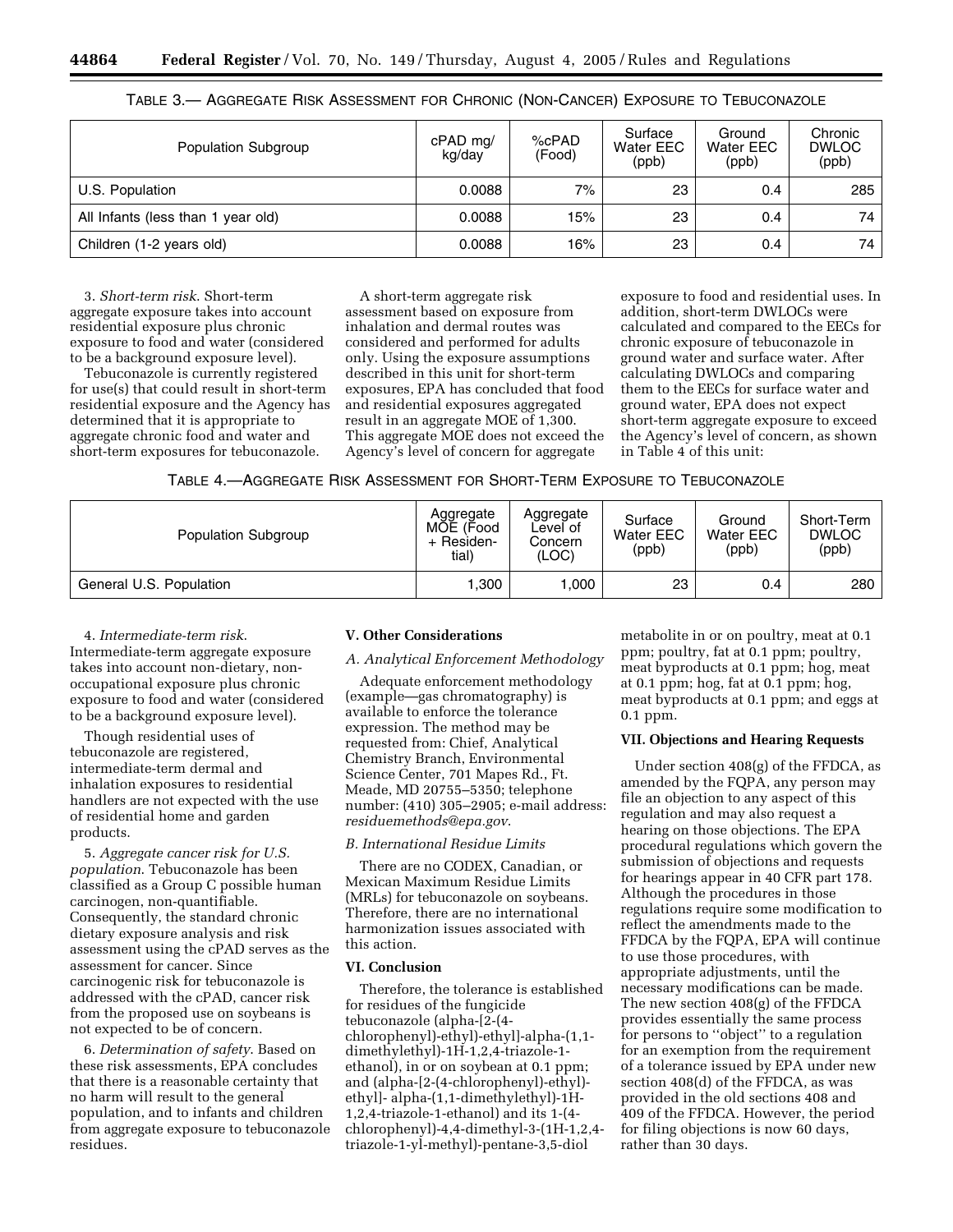TABLE 3.— AGGREGATE RISK ASSESSMENT FOR CHRONIC (NON-CANCER) EXPOSURE TO TEBUCONAZOLE

| Population Subgroup | cPAD mg/kg/day | %cPAD (Food) | Surface Water EEC (ppb) | Ground Water EEC (ppb) | Chronic DWLOC (ppb) |
|---|---|---|---|---|---|
| U.S. Population | 0.0088 | 7% | 23 | 0.4 | 285 |
| All Infants (less than 1 year old) | 0.0088 | 15% | 23 | 0.4 | 74 |
| Children (1-2 years old) | 0.0088 | 16% | 23 | 0.4 | 74 |

3. *Short-term risk*. Short-term aggregate exposure takes into account residential exposure plus chronic exposure to food and water (considered to be a background exposure level).

Tebuconazole is currently registered for use(s) that could result in short-term residential exposure and the Agency has determined that it is appropriate to aggregate chronic food and water and short-term exposures for tebuconazole.

A short-term aggregate risk assessment based on exposure from inhalation and dermal routes was considered and performed for adults only. Using the exposure assumptions described in this unit for short-term exposures, EPA has concluded that food and residential exposures aggregated result in an aggregate MOE of 1,300. This aggregate MOE does not exceed the Agency's level of concern for aggregate exposure to food and residential uses. In addition, short-term DWLOCs were calculated and compared to the EECs for chronic exposure of tebuconazole in ground water and surface water. After calculating DWLOCs and comparing them to the EECs for surface water and ground water, EPA does not expect short-term aggregate exposure to exceed the Agency's level of concern, as shown in Table 4 of this unit:

TABLE 4.—AGGREGATE RISK ASSESSMENT FOR SHORT-TERM EXPOSURE TO TEBUCONAZOLE

| Population Subgroup | Aggregate MOE (Food + Residential) | Aggregate Level of Concern (LOC) | Surface Water EEC (ppb) | Ground Water EEC (ppb) | Short-Term DWLOC (ppb) |
|---|---|---|---|---|---|
| General U.S. Population | 1,300 | 1,000 | 23 | 0.4 | 280 |

4. *Intermediate-term risk*. Intermediate-term aggregate exposure takes into account non-dietary, non-occupational exposure plus chronic exposure to food and water (considered to be a background exposure level).

Though residential uses of tebuconazole are registered, intermediate-term dermal and inhalation exposures to residential handlers are not expected with the use of residential home and garden products.

5. *Aggregate cancer risk for U.S. population*. Tebuconazole has been classified as a Group C possible human carcinogen, non-quantifiable. Consequently, the standard chronic dietary exposure analysis and risk assessment using the cPAD serves as the assessment for cancer. Since carcinogenic risk for tebuconazole is addressed with the cPAD, cancer risk from the proposed use on soybeans is not expected to be of concern.

6. *Determination of safety*. Based on these risk assessments, EPA concludes that there is a reasonable certainty that no harm will result to the general population, and to infants and children from aggregate exposure to tebuconazole residues.

**V. Other Considerations**

*A. Analytical Enforcement Methodology*

Adequate enforcement methodology (example—gas chromatography) is available to enforce the tolerance expression. The method may be requested from: Chief, Analytical Chemistry Branch, Environmental Science Center, 701 Mapes Rd., Ft. Meade, MD 20755–5350; telephone number: (410) 305–2905; e-mail address: *residuemethods@epa.gov*.

*B. International Residue Limits*

There are no CODEX, Canadian, or Mexican Maximum Residue Limits (MRLs) for tebuconazole on soybeans. Therefore, there are no international harmonization issues associated with this action.

**VI. Conclusion**

Therefore, the tolerance is established for residues of the fungicide tebuconazole (alpha-[2-(4-chlorophenyl)-ethyl)-ethyl]-alpha-(1,1-dimethylethyl)-1H-1,2,4-triazole-1-ethanol), in or on soybean at 0.1 ppm; and (alpha-[2-(4-chlorophenyl)-ethyl)-ethyl]- alpha-(1,1-dimethylethyl)-1H-1,2,4-triazole-1-ethanol) and its 1-(4-chlorophenyl)-4,4-dimethyl-3-(1H-1,2,4-triazole-1-yl-methyl)-pentane-3,5-diol metabolite in or on poultry, meat at 0.1 ppm; poultry, fat at 0.1 ppm; poultry, meat byproducts at 0.1 ppm; hog, meat at 0.1 ppm; hog, fat at 0.1 ppm; hog, meat byproducts at 0.1 ppm; and eggs at 0.1 ppm.

**VII. Objections and Hearing Requests**

Under section 408(g) of the FFDCA, as amended by the FQPA, any person may file an objection to any aspect of this regulation and may also request a hearing on those objections. The EPA procedural regulations which govern the submission of objections and requests for hearings appear in 40 CFR part 178. Although the procedures in those regulations require some modification to reflect the amendments made to the FFDCA by the FQPA, EPA will continue to use those procedures, with appropriate adjustments, until the necessary modifications can be made. The new section 408(g) of the FFDCA provides essentially the same process for persons to ''object'' to a regulation for an exemption from the requirement of a tolerance issued by EPA under new section 408(d) of the FFDCA, as was provided in the old sections 408 and 409 of the FFDCA. However, the period for filing objections is now 60 days, rather than 30 days.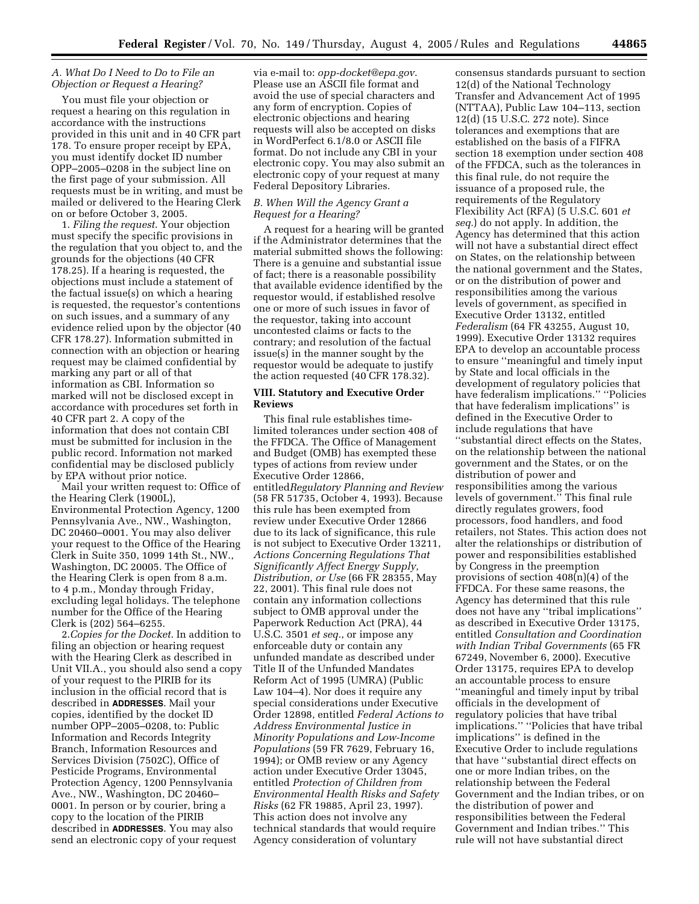### A. What Do I Need to Do to File an Objection or Request a Hearing?

You must file your objection or request a hearing on this regulation in accordance with the instructions provided in this unit and in 40 CFR part 178. To ensure proper receipt by EPA, you must identify docket ID number OPP–2005–0208 in the subject line on the first page of your submission. All requests must be in writing, and must be mailed or delivered to the Hearing Clerk on or before October 3, 2005.

1. *Filing the request*. Your objection must specify the specific provisions in the regulation that you object to, and the grounds for the objections (40 CFR 178.25). If a hearing is requested, the objections must include a statement of the factual issue(s) on which a hearing is requested, the requestor's contentions on such issues, and a summary of any evidence relied upon by the objector (40 CFR 178.27). Information submitted in connection with an objection or hearing request may be claimed confidential by marking any part or all of that information as CBI. Information so marked will not be disclosed except in accordance with procedures set forth in 40 CFR part 2. A copy of the information that does not contain CBI must be submitted for inclusion in the public record. Information not marked confidential may be disclosed publicly by EPA without prior notice.

Mail your written request to: Office of the Hearing Clerk (1900L), Environmental Protection Agency, 1200 Pennsylvania Ave., NW., Washington, DC 20460–0001. You may also deliver your request to the Office of the Hearing Clerk in Suite 350, 1099 14th St., NW., Washington, DC 20005. The Office of the Hearing Clerk is open from 8 a.m. to 4 p.m., Monday through Friday, excluding legal holidays. The telephone number for the Office of the Hearing Clerk is (202) 564–6255.

2.*Copies for the Docket*. In addition to filing an objection or hearing request with the Hearing Clerk as described in Unit VII.A., you should also send a copy of your request to the PIRIB for its inclusion in the official record that is described in **ADDRESSES**. Mail your copies, identified by the docket ID number OPP–2005–0208, to: Public Information and Records Integrity Branch, Information Resources and Services Division (7502C), Office of Pesticide Programs, Environmental Protection Agency, 1200 Pennsylvania Ave., NW., Washington, DC 20460–0001. In person or by courier, bring a copy to the location of the PIRIB described in **ADDRESSES**. You may also send an electronic copy of your request via e-mail to: *opp-docket@epa.gov*. Please use an ASCII file format and avoid the use of special characters and any form of encryption. Copies of electronic objections and hearing requests will also be accepted on disks in WordPerfect 6.1/8.0 or ASCII file format. Do not include any CBI in your electronic copy. You may also submit an electronic copy of your request at many Federal Depository Libraries.

### B. When Will the Agency Grant a Request for a Hearing?

A request for a hearing will be granted if the Administrator determines that the material submitted shows the following: There is a genuine and substantial issue of fact; there is a reasonable possibility that available evidence identified by the requestor would, if established resolve one or more of such issues in favor of the requestor, taking into account uncontested claims or facts to the contrary; and resolution of the factual issue(s) in the manner sought by the requestor would be adequate to justify the action requested (40 CFR 178.32).

## VIII. Statutory and Executive Order Reviews

This final rule establishes time-limited tolerances under section 408 of the FFDCA. The Office of Management and Budget (OMB) has exempted these types of actions from review under Executive Order 12866, entitled*Regulatory Planning and Review* (58 FR 51735, October 4, 1993). Because this rule has been exempted from review under Executive Order 12866 due to its lack of significance, this rule is not subject to Executive Order 13211, *Actions Concerning Regulations That Significantly Affect Energy Supply, Distribution, or Use* (66 FR 28355, May 22, 2001). This final rule does not contain any information collections subject to OMB approval under the Paperwork Reduction Act (PRA), 44 U.S.C. 3501 *et seq*., or impose any enforceable duty or contain any unfunded mandate as described under Title II of the Unfunded Mandates Reform Act of 1995 (UMRA) (Public Law 104–4). Nor does it require any special considerations under Executive Order 12898, entitled *Federal Actions to Address Environmental Justice in Minority Populations and Low-Income Populations* (59 FR 7629, February 16, 1994); or OMB review or any Agency action under Executive Order 13045, entitled *Protection of Children from Environmental Health Risks and Safety Risks* (62 FR 19885, April 23, 1997). This action does not involve any technical standards that would require Agency consideration of voluntary consensus standards pursuant to section 12(d) of the National Technology Transfer and Advancement Act of 1995 (NTTAA), Public Law 104–113, section 12(d) (15 U.S.C. 272 note). Since tolerances and exemptions that are established on the basis of a FIFRA section 18 exemption under section 408 of the FFDCA, such as the tolerances in this final rule, do not require the issuance of a proposed rule, the requirements of the Regulatory Flexibility Act (RFA) (5 U.S.C. 601 *et seq.*) do not apply. In addition, the Agency has determined that this action will not have a substantial direct effect on States, on the relationship between the national government and the States, or on the distribution of power and responsibilities among the various levels of government, as specified in Executive Order 13132, entitled *Federalism* (64 FR 43255, August 10, 1999). Executive Order 13132 requires EPA to develop an accountable process to ensure ''meaningful and timely input by State and local officials in the development of regulatory policies that have federalism implications.'' ''Policies that have federalism implications'' is defined in the Executive Order to include regulations that have ''substantial direct effects on the States, on the relationship between the national government and the States, or on the distribution of power and responsibilities among the various levels of government.'' This final rule directly regulates growers, food processors, food handlers, and food retailers, not States. This action does not alter the relationships or distribution of power and responsibilities established by Congress in the preemption provisions of section 408(n)(4) of the FFDCA. For these same reasons, the Agency has determined that this rule does not have any ''tribal implications'' as described in Executive Order 13175, entitled *Consultation and Coordination with Indian Tribal Governments* (65 FR 67249, November 6, 2000). Executive Order 13175, requires EPA to develop an accountable process to ensure ''meaningful and timely input by tribal officials in the development of regulatory policies that have tribal implications.'' ''Policies that have tribal implications'' is defined in the Executive Order to include regulations that have ''substantial direct effects on one or more Indian tribes, on the relationship between the Federal Government and the Indian tribes, or on the distribution of power and responsibilities between the Federal Government and Indian tribes.'' This rule will not have substantial direct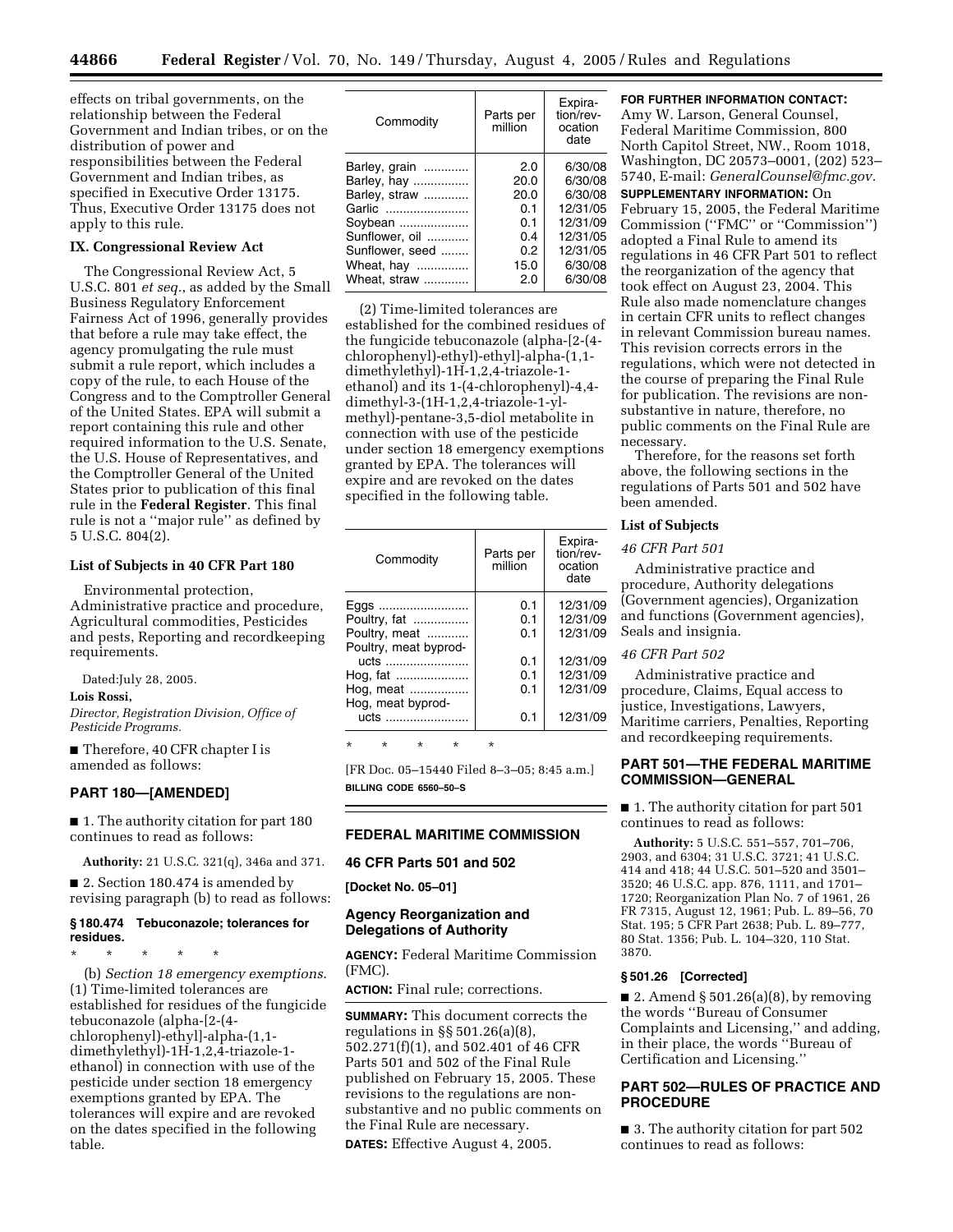effects on tribal governments, on the relationship between the Federal Government and Indian tribes, or on the distribution of power and responsibilities between the Federal Government and Indian tribes, as specified in Executive Order 13175. Thus, Executive Order 13175 does not apply to this rule.

### IX. Congressional Review Act

The Congressional Review Act, 5 U.S.C. 801 *et seq.*, as added by the Small Business Regulatory Enforcement Fairness Act of 1996, generally provides that before a rule may take effect, the agency promulgating the rule must submit a rule report, which includes a copy of the rule, to each House of the Congress and to the Comptroller General of the United States. EPA will submit a report containing this rule and other required information to the U.S. Senate, the U.S. House of Representatives, and the Comptroller General of the United States prior to publication of this final rule in the **Federal Register**. This final rule is not a ''major rule'' as defined by 5 U.S.C. 804(2).

### List of Subjects in 40 CFR Part 180

Environmental protection, Administrative practice and procedure, Agricultural commodities, Pesticides and pests, Reporting and recordkeeping requirements.

Dated:July 28, 2005.

**Lois Rossi,**

*Director, Registration Division, Office of Pesticide Programs.*

■ Therefore, 40 CFR chapter I is amended as follows:

## PART 180—[AMENDED]

■ 1. The authority citation for part 180 continues to read as follows:

**Authority:** 21 U.S.C. 321(q), 346a and 371.

■ 2. Section 180.474 is amended by revising paragraph (b) to read as follows:

### § 180.474 Tebuconazole; tolerances for residues.

\* \* \* \* \*

(b) *Section 18 emergency exemptions*. (1) Time-limited tolerances are established for residues of the fungicide tebuconazole (alpha-[2-(4-chlorophenyl)-ethyl]-alpha-(1,1-dimethylethyl)-1H-1,2,4-triazole-1-ethanol) in connection with use of the pesticide under section 18 emergency exemptions granted by EPA. The tolerances will expire and are revoked on the dates specified in the following table.

| Commodity | Parts per million | Expiration/revocation date |
|---|---|---|
| Barley, grain | 2.0 | 6/30/08 |
| Barley, hay | 20.0 | 6/30/08 |
| Barley, straw | 20.0 | 6/30/08 |
| Garlic | 0.1 | 12/31/05 |
| Soybean | 0.1 | 12/31/09 |
| Sunflower, oil | 0.4 | 12/31/05 |
| Sunflower, seed | 0.2 | 12/31/05 |
| Wheat, hay | 15.0 | 6/30/08 |
| Wheat, straw | 2.0 | 6/30/08 |

(2) Time-limited tolerances are established for the combined residues of the fungicide tebuconazole (alpha-[2-(4-chlorophenyl)-ethyl)-ethyl]-alpha-(1,1-dimethylethyl)-1H-1,2,4-triazole-1-ethanol) and its 1-(4-chlorophenyl)-4,4-dimethyl-3-(1H-1,2,4-triazole-1-yl-methyl)-pentane-3,5-diol metabolite in connection with use of the pesticide under section 18 emergency exemptions granted by EPA. The tolerances will expire and are revoked on the dates specified in the following table.

| Commodity | Parts per million | Expiration/revocation date |
|---|---|---|
| Eggs | 0.1 | 12/31/09 |
| Poultry, fat | 0.1 | 12/31/09 |
| Poultry, meat | 0.1 | 12/31/09 |
| Poultry, meat byproducts | 0.1 | 12/31/09 |
| Hog, fat | 0.1 | 12/31/09 |
| Hog, meat | 0.1 | 12/31/09 |
| Hog, meat byproducts | 0.1 | 12/31/09 |

\* \* \* \* \*

[FR Doc. 05–15440 Filed 8–3–05; 8:45 a.m.]

**BILLING CODE 6560–50–S**

## FEDERAL MARITIME COMMISSION

### 46 CFR Parts 501 and 502

**[Docket No. 05–01]**

### Agency Reorganization and Delegations of Authority

**AGENCY:** Federal Maritime Commission (FMC).

**ACTION:** Final rule; corrections.

**SUMMARY:** This document corrects the regulations in §§ 501.26(a)(8), 502.271(f)(1), and 502.401 of 46 CFR Parts 501 and 502 of the Final Rule published on February 15, 2005. These revisions to the regulations are non-substantive and no public comments on the Final Rule are necessary.

**DATES:** Effective August 4, 2005.

**FOR FURTHER INFORMATION CONTACT:** Amy W. Larson, General Counsel, Federal Maritime Commission, 800 North Capitol Street, NW., Room 1018, Washington, DC 20573–0001, (202) 523–5740, E-mail: *GeneralCounsel@fmc.gov.*

**SUPPLEMENTARY INFORMATION:** On February 15, 2005, the Federal Maritime Commission (''FMC'' or ''Commission'') adopted a Final Rule to amend its regulations in 46 CFR Part 501 to reflect the reorganization of the agency that took effect on August 23, 2004. This Rule also made nomenclature changes in certain CFR units to reflect changes in relevant Commission bureau names. This revision corrects errors in the regulations, which were not detected in the course of preparing the Final Rule for publication. The revisions are non-substantive in nature, therefore, no public comments on the Final Rule are necessary.

Therefore, for the reasons set forth above, the following sections in the regulations of Parts 501 and 502 have been amended.

### List of Subjects

*46 CFR Part 501*

Administrative practice and procedure, Authority delegations (Government agencies), Organization and functions (Government agencies), Seals and insignia.

*46 CFR Part 502*

Administrative practice and procedure, Claims, Equal access to justice, Investigations, Lawyers, Maritime carriers, Penalties, Reporting and recordkeeping requirements.

## PART 501—THE FEDERAL MARITIME COMMISSION—GENERAL

■ 1. The authority citation for part 501 continues to read as follows:

**Authority:** 5 U.S.C. 551–557, 701–706, 2903, and 6304; 31 U.S.C. 3721; 41 U.S.C. 414 and 418; 44 U.S.C. 501–520 and 3501–3520; 46 U.S.C. app. 876, 1111, and 1701–1720; Reorganization Plan No. 7 of 1961, 26 FR 7315, August 12, 1961; Pub. L. 89–56, 70 Stat. 195; 5 CFR Part 2638; Pub. L. 89–777, 80 Stat. 1356; Pub. L. 104–320, 110 Stat. 3870.

### § 501.26 [Corrected]

■ 2. Amend § 501.26(a)(8), by removing the words ''Bureau of Consumer Complaints and Licensing,'' and adding, in their place, the words ''Bureau of Certification and Licensing.''

## PART 502—RULES OF PRACTICE AND PROCEDURE

■ 3. The authority citation for part 502 continues to read as follows: